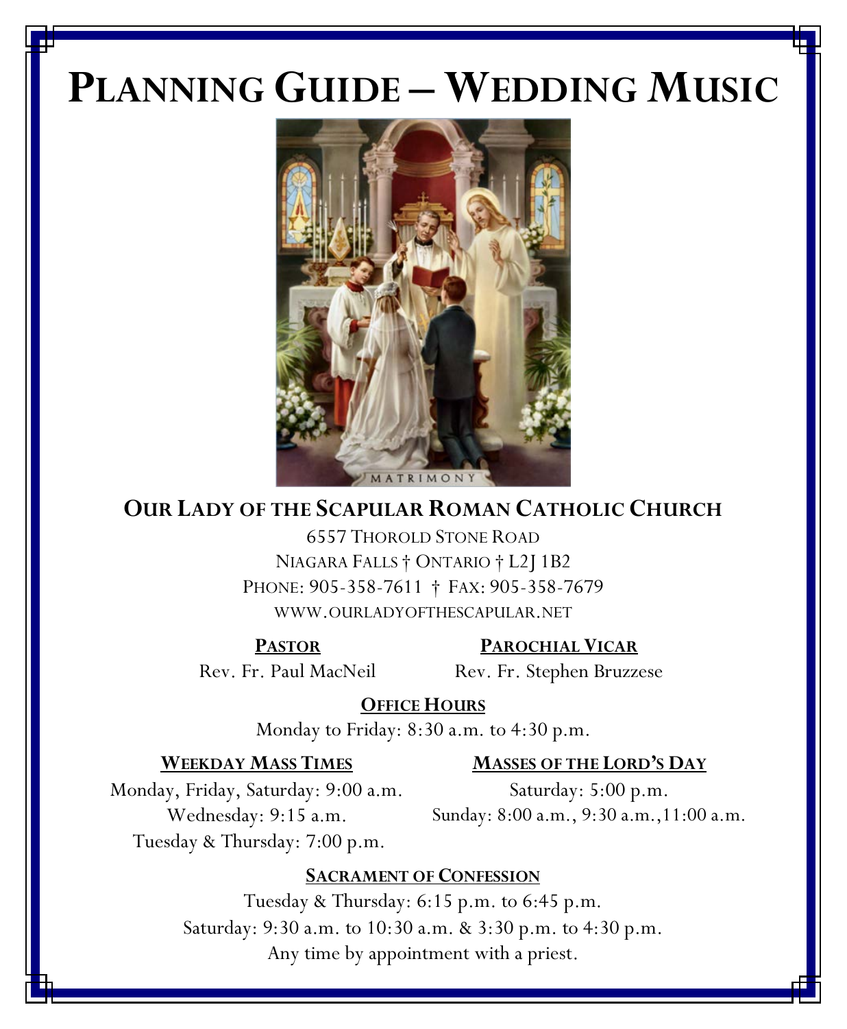# Planning Guide – Wedding Music

## Our Lady of the Scapular Roman Catholic Church

6557 Thorold Stone Road
Niagara Falls † Ontario † L2J 1B2
Phone: 905-358-7611 † Fax: 905-358-7679
www.ourladyofthescapular.net

**Pastor**
Rev. Fr. Paul MacNeil

**Parochial Vicar**
Rev. Fr. Stephen Bruzzese

**Office Hours**
Monday to Friday: 8:30 a.m. to 4:30 p.m.

**Weekday Mass Times**
Monday, Friday, Saturday: 9:00 a.m.
Wednesday: 9:15 a.m.
Tuesday & Thursday: 7:00 p.m.

**Masses of the Lord's Day**
Saturday: 5:00 p.m.
Sunday: 8:00 a.m., 9:30 a.m.,11:00 a.m.

**Sacrament of Confession**
Tuesday & Thursday: 6:15 p.m. to 6:45 p.m.
Saturday: 9:30 a.m. to 10:30 a.m. & 3:30 p.m. to 4:30 p.m.
Any time by appointment with a priest.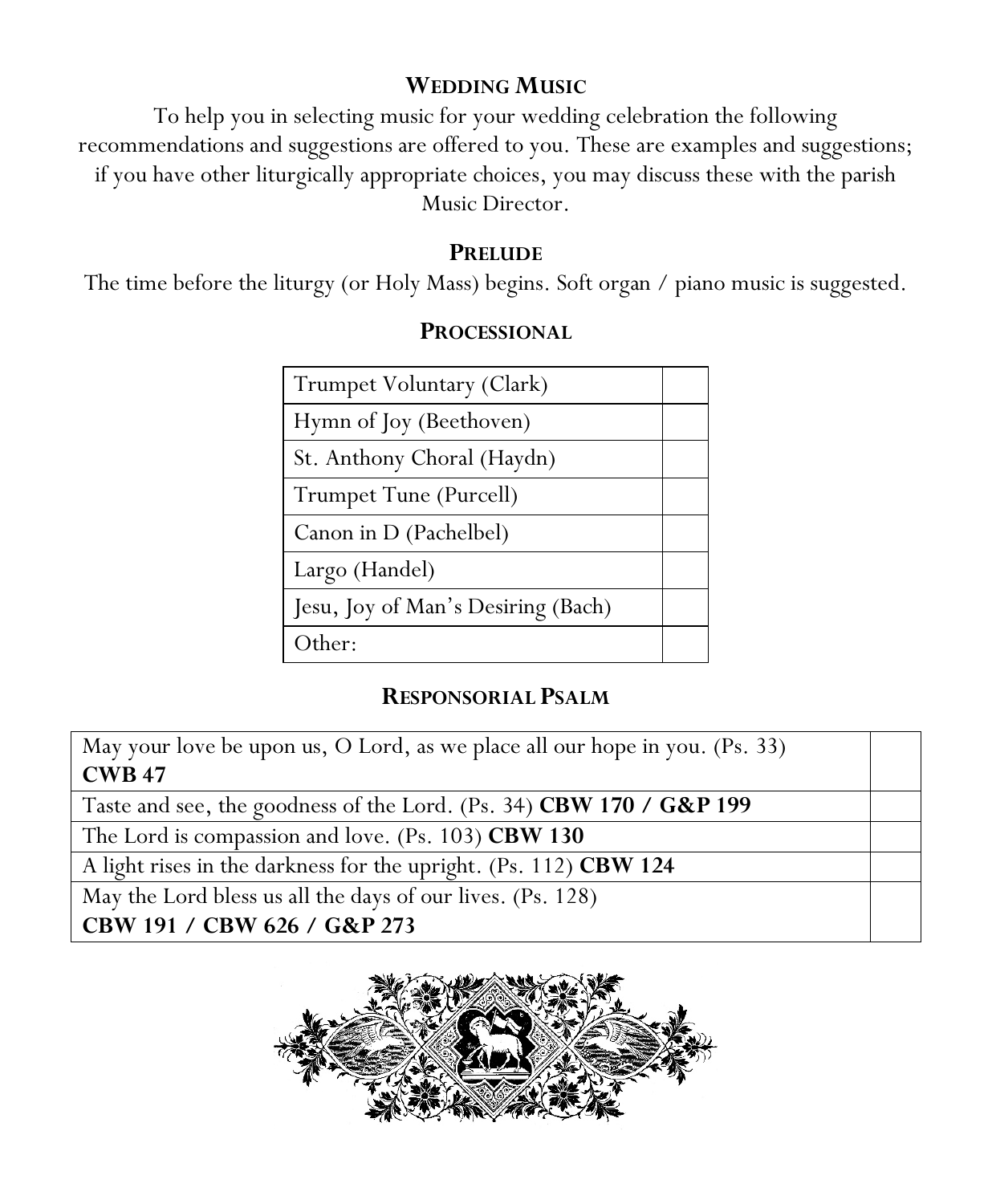## WEDDING MUSIC

To help you in selecting music for your wedding celebration the following recommendations and suggestions are offered to you. These are examples and suggestions; if you have other liturgically appropriate choices, you may discuss these with the parish Music Director.

### PRELUDE

The time before the liturgy (or Holy Mass) begins. Soft organ / piano music is suggested.

### PROCESSIONAL

| | |
|---|---|
| Trumpet Voluntary (Clark) | |
| Hymn of Joy (Beethoven) | |
| St. Anthony Choral (Haydn) | |
| Trumpet Tune (Purcell) | |
| Canon in D (Pachelbel) | |
| Largo (Handel) | |
| Jesu, Joy of Man's Desiring (Bach) | |
| Other: | |

### RESPONSORIAL PSALM

| | |
|---|---|
| May your love be upon us, O Lord, as we place all our hope in you. (Ps. 33) **CWB 47** | |
| Taste and see, the goodness of the Lord. (Ps. 34) **CBW 170 / G&P 199** | |
| The Lord is compassion and love. (Ps. 103) **CBW 130** | |
| A light rises in the darkness for the upright. (Ps. 112) **CBW 124** | |
| May the Lord bless us all the days of our lives. (Ps. 128) **CBW 191 / CBW 626 / G&P 273** | |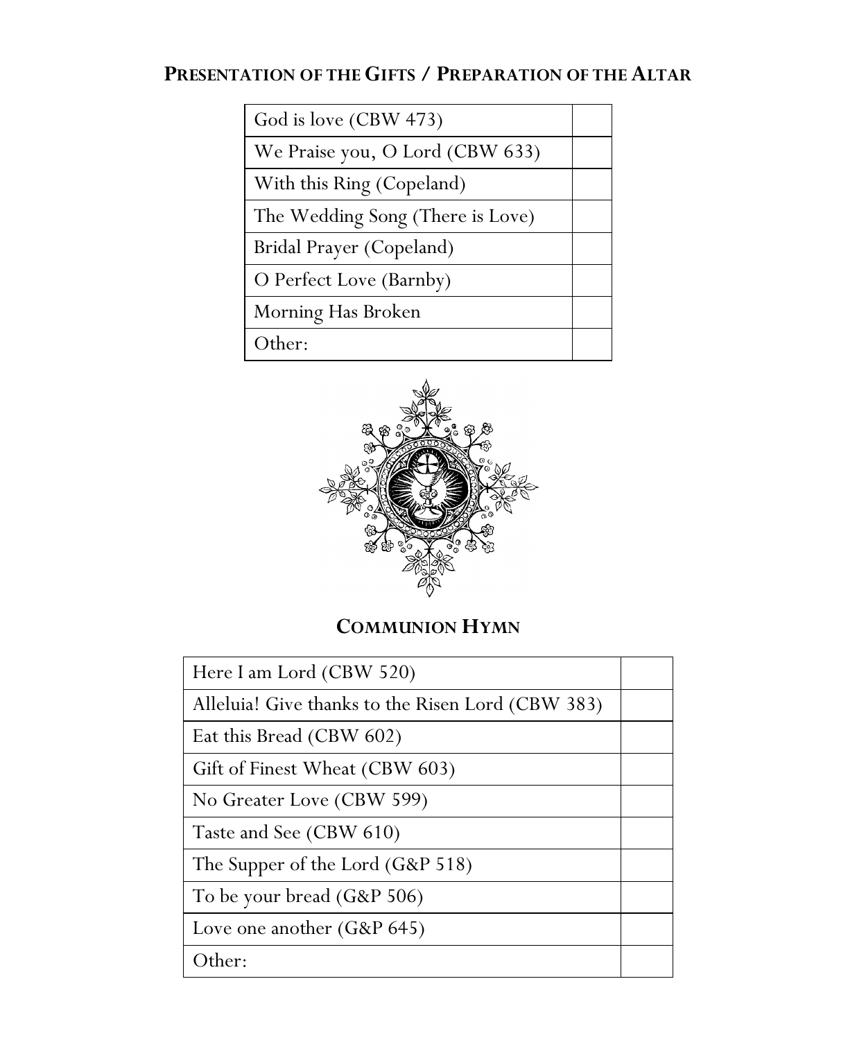## Presentation of the Gifts / Preparation of the Altar

| | |
|---|---|
| God is love (CBW 473) | |
| We Praise you, O Lord (CBW 633) | |
| With this Ring (Copeland) | |
| The Wedding Song (There is Love) | |
| Bridal Prayer (Copeland) | |
| O Perfect Love (Barnby) | |
| Morning Has Broken | |
| Other: | |

## Communion Hymn

| | |
|---|---|
| Here I am Lord (CBW 520) | |
| Alleluia! Give thanks to the Risen Lord (CBW 383) | |
| Eat this Bread (CBW 602) | |
| Gift of Finest Wheat (CBW 603) | |
| No Greater Love (CBW 599) | |
| Taste and See (CBW 610) | |
| The Supper of the Lord (G&P 518) | |
| To be your bread (G&P 506) | |
| Love one another (G&P 645) | |
| Other: | |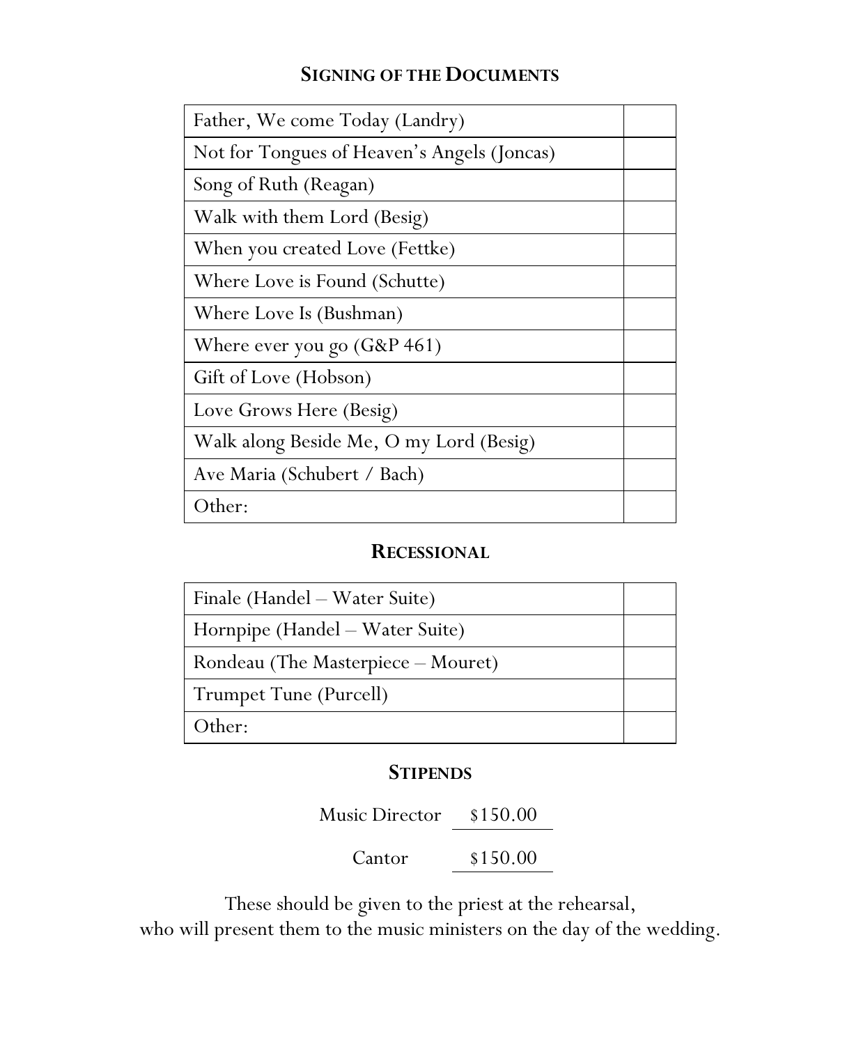## SIGNING OF THE DOCUMENTS

| | |
|---|---|
| Father, We come Today (Landry) | |
| Not for Tongues of Heaven's Angels (Joncas) | |
| Song of Ruth (Reagan) | |
| Walk with them Lord (Besig) | |
| When you created Love (Fettke) | |
| Where Love is Found (Schutte) | |
| Where Love Is (Bushman) | |
| Where ever you go (G&P 461) | |
| Gift of Love (Hobson) | |
| Love Grows Here (Besig) | |
| Walk along Beside Me, O my Lord (Besig) | |
| Ave Maria (Schubert / Bach) | |
| Other: | |

## RECESSIONAL

| | |
|---|---|
| Finale (Handel – Water Suite) | |
| Hornpipe (Handel – Water Suite) | |
| Rondeau (The Masterpiece – Mouret) | |
| Trumpet Tune (Purcell) | |
| Other: | |

## STIPENDS

Music Director $150.00

Cantor $150.00

These should be given to the priest at the rehearsal,
who will present them to the music ministers on the day of the wedding.